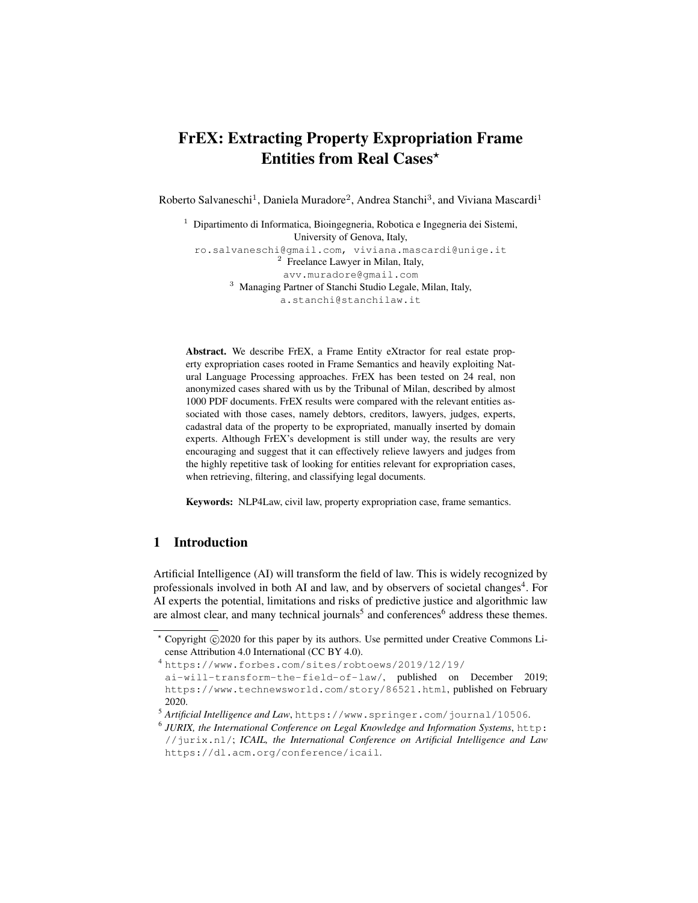# FrEX: Extracting Property Expropriation Frame Entities from Real Cases*

Roberto Salvaneschi[1], Daniela Muradore[2], Andrea Stanchi[3], and Viviana Mascardi[1]

[1] Dipartimento di Informatica, Bioingegneria, Robotica e Ingegneria dei Sistemi, University of Genova, Italy,
ro.salvaneschi@gmail.com, viviana.mascardi@unige.it
[2] Freelance Lawyer in Milan, Italy,
avv.muradore@gmail.com
[3] Managing Partner of Stanchi Studio Legale, Milan, Italy,
a.stanchi@stanchilaw.it

**Abstract.** We describe FrEX, a Frame Entity eXtractor for real estate property expropriation cases rooted in Frame Semantics and heavily exploiting Natural Language Processing approaches. FrEX has been tested on 24 real, non anonymized cases shared with us by the Tribunal of Milan, described by almost 1000 PDF documents. FrEX results were compared with the relevant entities associated with those cases, namely debtors, creditors, lawyers, judges, experts, cadastral data of the property to be expropriated, manually inserted by domain experts. Although FrEX's development is still under way, the results are very encouraging and suggest that it can effectively relieve lawyers and judges from the highly repetitive task of looking for entities relevant for expropriation cases, when retrieving, filtering, and classifying legal documents.

**Keywords:** NLP4Law, civil law, property expropriation case, frame semantics.

## 1 Introduction

Artificial Intelligence (AI) will transform the field of law. This is widely recognized by professionals involved in both AI and law, and by observers of societal changes[4]. For AI experts the potential, limitations and risks of predictive justice and algorithmic law are almost clear, and many technical journals[5] and conferences[6] address these themes.

* Copyright ©2020 for this paper by its authors. Use permitted under Creative Commons License Attribution 4.0 International (CC BY 4.0).

[4] https://www.forbes.com/sites/robtoews/2019/12/19/ai-will-transform-the-field-of-law/, published on December 2019; https://www.technewsworld.com/story/86521.html, published on February 2020.

[5] *Artificial Intelligence and Law*, https://www.springer.com/journal/10506.

[6] *JURIX, the International Conference on Legal Knowledge and Information Systems*, http://jurix.nl/; *ICAIL, the International Conference on Artificial Intelligence and Law* https://dl.acm.org/conference/icail.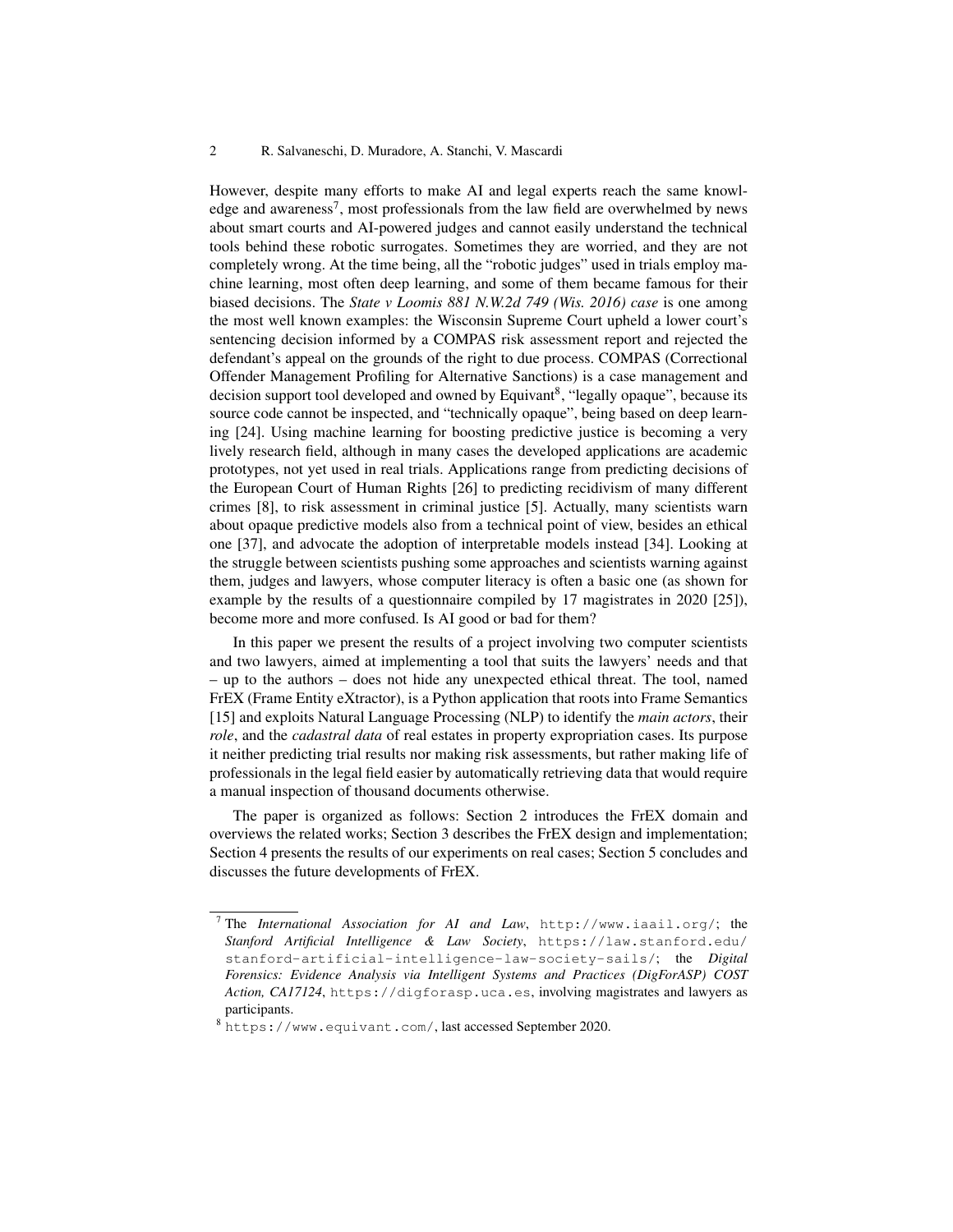However, despite many efforts to make AI and legal experts reach the same knowledge and awareness[7], most professionals from the law field are overwhelmed by news about smart courts and AI-powered judges and cannot easily understand the technical tools behind these robotic surrogates. Sometimes they are worried, and they are not completely wrong. At the time being, all the "robotic judges" used in trials employ machine learning, most often deep learning, and some of them became famous for their biased decisions. The *State v Loomis 881 N.W.2d 749 (Wis. 2016) case* is one among the most well known examples: the Wisconsin Supreme Court upheld a lower court's sentencing decision informed by a COMPAS risk assessment report and rejected the defendant's appeal on the grounds of the right to due process. COMPAS (Correctional Offender Management Profiling for Alternative Sanctions) is a case management and decision support tool developed and owned by Equivant[8], "legally opaque", because its source code cannot be inspected, and "technically opaque", being based on deep learning [24]. Using machine learning for boosting predictive justice is becoming a very lively research field, although in many cases the developed applications are academic prototypes, not yet used in real trials. Applications range from predicting decisions of the European Court of Human Rights [26] to predicting recidivism of many different crimes [8], to risk assessment in criminal justice [5]. Actually, many scientists warn about opaque predictive models also from a technical point of view, besides an ethical one [37], and advocate the adoption of interpretable models instead [34]. Looking at the struggle between scientists pushing some approaches and scientists warning against them, judges and lawyers, whose computer literacy is often a basic one (as shown for example by the results of a questionnaire compiled by 17 magistrates in 2020 [25]), become more and more confused. Is AI good or bad for them?

In this paper we present the results of a project involving two computer scientists and two lawyers, aimed at implementing a tool that suits the lawyers' needs and that – up to the authors – does not hide any unexpected ethical threat. The tool, named FrEX (Frame Entity eXtractor), is a Python application that roots into Frame Semantics [15] and exploits Natural Language Processing (NLP) to identify the *main actors*, their *role*, and the *cadastral data* of real estates in property expropriation cases. Its purpose it neither predicting trial results nor making risk assessments, but rather making life of professionals in the legal field easier by automatically retrieving data that would require a manual inspection of thousand documents otherwise.

The paper is organized as follows: Section 2 introduces the FrEX domain and overviews the related works; Section 3 describes the FrEX design and implementation; Section 4 presents the results of our experiments on real cases; Section 5 concludes and discusses the future developments of FrEX.

---

[7] The *International Association for AI and Law*, http://www.iaail.org/; the *Stanford Artificial Intelligence & Law Society*, https://law.stanford.edu/stanford-artificial-intelligence-law-society-sails/; the *Digital Forensics: Evidence Analysis via Intelligent Systems and Practices (DigForASP) COST Action, CA17124*, https://digforasp.uca.es, involving magistrates and lawyers as participants.

[8] https://www.equivant.com/, last accessed September 2020.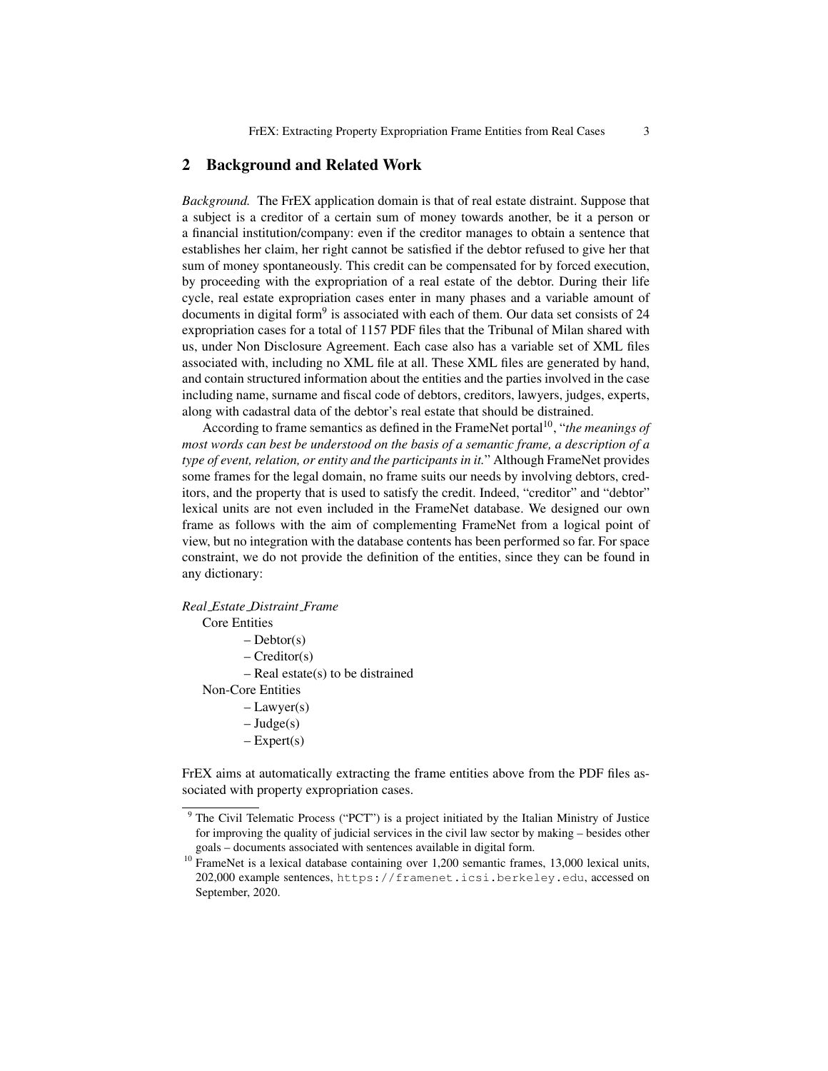## 2 Background and Related Work

*Background.* The FrEX application domain is that of real estate distraint. Suppose that a subject is a creditor of a certain sum of money towards another, be it a person or a financial institution/company: even if the creditor manages to obtain a sentence that establishes her claim, her right cannot be satisfied if the debtor refused to give her that sum of money spontaneously. This credit can be compensated for by forced execution, by proceeding with the expropriation of a real estate of the debtor. During their life cycle, real estate expropriation cases enter in many phases and a variable amount of documents in digital form[9] is associated with each of them. Our data set consists of 24 expropriation cases for a total of 1157 PDF files that the Tribunal of Milan shared with us, under Non Disclosure Agreement. Each case also has a variable set of XML files associated with, including no XML file at all. These XML files are generated by hand, and contain structured information about the entities and the parties involved in the case including name, surname and fiscal code of debtors, creditors, lawyers, judges, experts, along with cadastral data of the debtor's real estate that should be distrained.

According to frame semantics as defined in the FrameNet portal[10], "*the meanings of most words can best be understood on the basis of a semantic frame, a description of a type of event, relation, or entity and the participants in it.*" Although FrameNet provides some frames for the legal domain, no frame suits our needs by involving debtors, creditors, and the property that is used to satisfy the credit. Indeed, "creditor" and "debtor" lexical units are not even included in the FrameNet database. We designed our own frame as follows with the aim of complementing FrameNet from a logical point of view, but no integration with the database contents has been performed so far. For space constraint, we do not provide the definition of the entities, since they can be found in any dictionary:

*Real_Estate_Distraint_Frame*

Core Entities
- Debtor(s)
- Creditor(s)
- Real estate(s) to be distrained

Non-Core Entities
- Lawyer(s)
- Judge(s)
- Expert(s)

FrEX aims at automatically extracting the frame entities above from the PDF files associated with property expropriation cases.

---

[9] The Civil Telematic Process ("PCT") is a project initiated by the Italian Ministry of Justice for improving the quality of judicial services in the civil law sector by making – besides other goals – documents associated with sentences available in digital form.

[10] FrameNet is a lexical database containing over 1,200 semantic frames, 13,000 lexical units, 202,000 example sentences, `https://framenet.icsi.berkeley.edu`, accessed on September, 2020.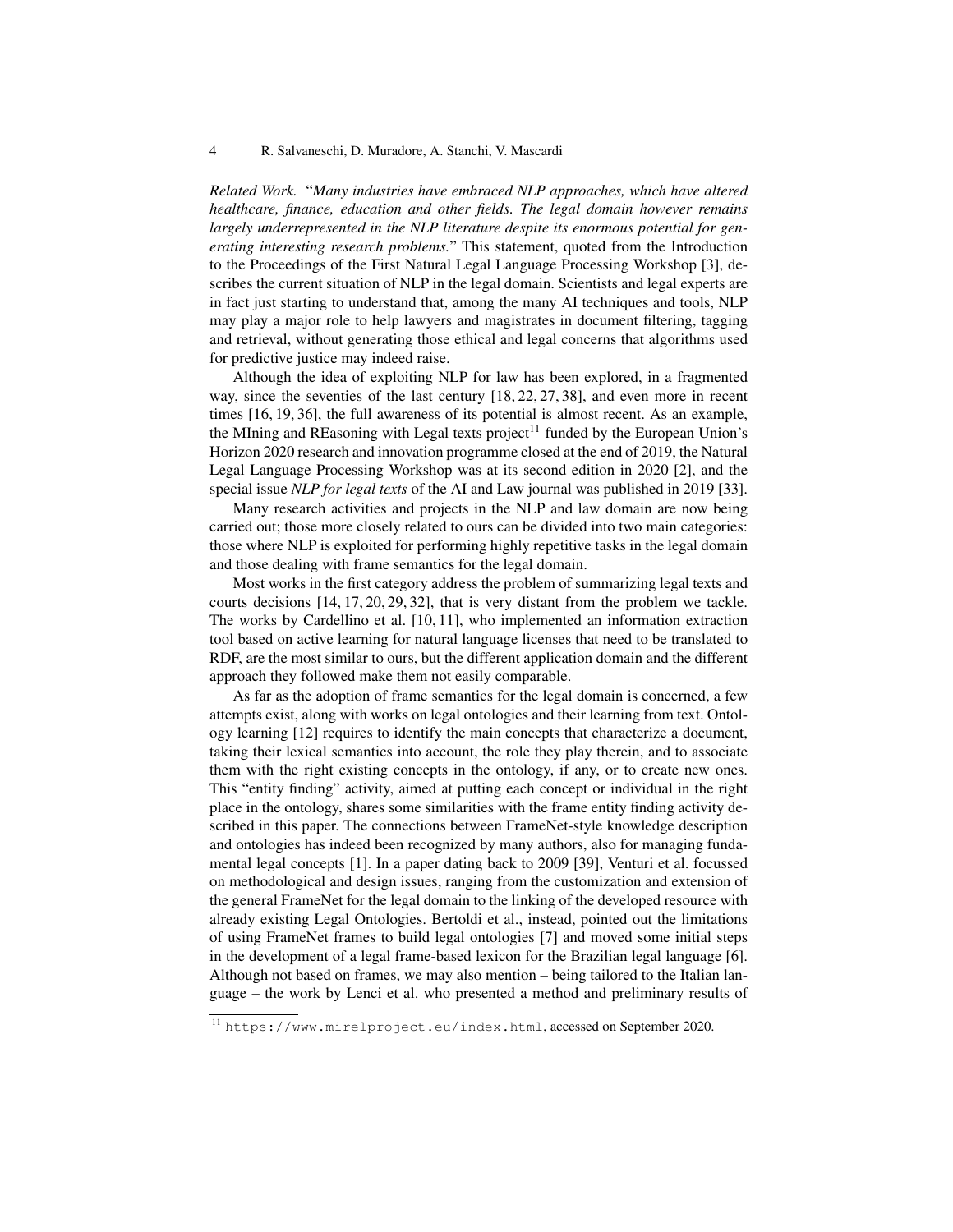*Related Work.* "*Many industries have embraced NLP approaches, which have altered healthcare, finance, education and other fields. The legal domain however remains largely underrepresented in the NLP literature despite its enormous potential for generating interesting research problems.*" This statement, quoted from the Introduction to the Proceedings of the First Natural Legal Language Processing Workshop [3], describes the current situation of NLP in the legal domain. Scientists and legal experts are in fact just starting to understand that, among the many AI techniques and tools, NLP may play a major role to help lawyers and magistrates in document filtering, tagging and retrieval, without generating those ethical and legal concerns that algorithms used for predictive justice may indeed raise.

Although the idea of exploiting NLP for law has been explored, in a fragmented way, since the seventies of the last century [18, 22, 27, 38], and even more in recent times [16, 19, 36], the full awareness of its potential is almost recent. As an example, the MIning and REasoning with Legal texts project[11] funded by the European Union's Horizon 2020 research and innovation programme closed at the end of 2019, the Natural Legal Language Processing Workshop was at its second edition in 2020 [2], and the special issue *NLP for legal texts* of the AI and Law journal was published in 2019 [33].

Many research activities and projects in the NLP and law domain are now being carried out; those more closely related to ours can be divided into two main categories: those where NLP is exploited for performing highly repetitive tasks in the legal domain and those dealing with frame semantics for the legal domain.

Most works in the first category address the problem of summarizing legal texts and courts decisions [14, 17, 20, 29, 32], that is very distant from the problem we tackle. The works by Cardellino et al. [10, 11], who implemented an information extraction tool based on active learning for natural language licenses that need to be translated to RDF, are the most similar to ours, but the different application domain and the different approach they followed make them not easily comparable.

As far as the adoption of frame semantics for the legal domain is concerned, a few attempts exist, along with works on legal ontologies and their learning from text. Ontology learning [12] requires to identify the main concepts that characterize a document, taking their lexical semantics into account, the role they play therein, and to associate them with the right existing concepts in the ontology, if any, or to create new ones. This "entity finding" activity, aimed at putting each concept or individual in the right place in the ontology, shares some similarities with the frame entity finding activity described in this paper. The connections between FrameNet-style knowledge description and ontologies has indeed been recognized by many authors, also for managing fundamental legal concepts [1]. In a paper dating back to 2009 [39], Venturi et al. focussed on methodological and design issues, ranging from the customization and extension of the general FrameNet for the legal domain to the linking of the developed resource with already existing Legal Ontologies. Bertoldi et al., instead, pointed out the limitations of using FrameNet frames to build legal ontologies [7] and moved some initial steps in the development of a legal frame-based lexicon for the Brazilian legal language [6]. Although not based on frames, we may also mention – being tailored to the Italian language – the work by Lenci et al. who presented a method and preliminary results of

[11] `https://www.mirelproject.eu/index.html`, accessed on September 2020.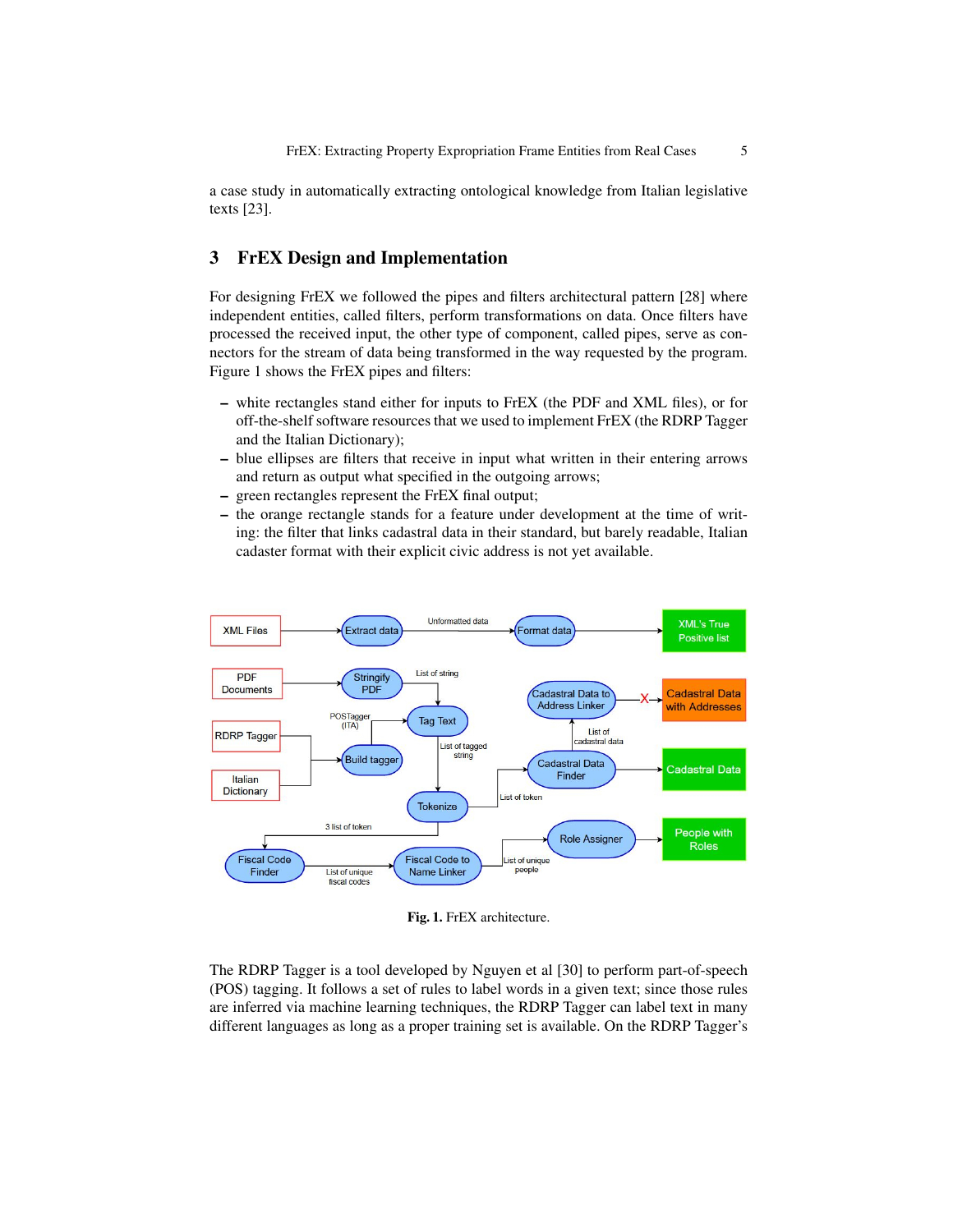a case study in automatically extracting ontological knowledge from Italian legislative texts [23].

## 3 FrEX Design and Implementation

For designing FrEX we followed the pipes and filters architectural pattern [28] where independent entities, called filters, perform transformations on data. Once filters have processed the received input, the other type of component, called pipes, serve as connectors for the stream of data being transformed in the way requested by the program. Figure 1 shows the FrEX pipes and filters:

– white rectangles stand either for inputs to FrEX (the PDF and XML files), or for off-the-shelf software resources that we used to implement FrEX (the RDRP Tagger and the Italian Dictionary);
– blue ellipses are filters that receive in input what written in their entering arrows and return as output what specified in the outgoing arrows;
– green rectangles represent the FrEX final output;
– the orange rectangle stands for a feature under development at the time of writing: the filter that links cadastral data in their standard, but barely readable, Italian cadaster format with their explicit civic address is not yet available.

**Fig. 1.** FrEX architecture.

The RDRP Tagger is a tool developed by Nguyen et al [30] to perform part-of-speech (POS) tagging. It follows a set of rules to label words in a given text; since those rules are inferred via machine learning techniques, the RDRP Tagger can label text in many different languages as long as a proper training set is available. On the RDRP Tagger's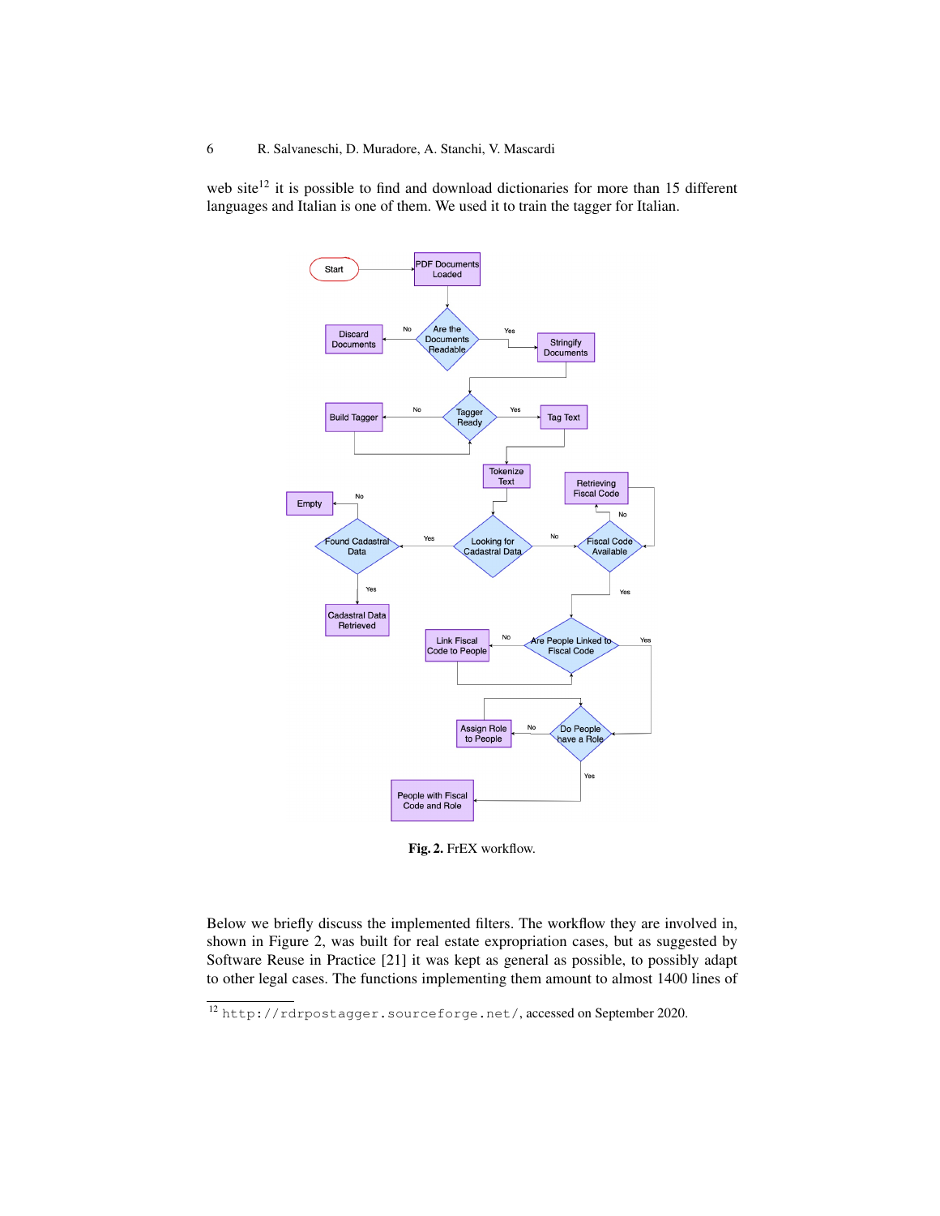web site[12] it is possible to find and download dictionaries for more than 15 different languages and Italian is one of them. We used it to train the tagger for Italian.

**Fig. 2.** FrEX workflow.

Below we briefly discuss the implemented filters. The workflow they are involved in, shown in Figure 2, was built for real estate expropriation cases, but as suggested by Software Reuse in Practice [21] it was kept as general as possible, to possibly adapt to other legal cases. The functions implementing them amount to almost 1400 lines of

[12] `http://rdrpostagger.sourceforge.net/`, accessed on September 2020.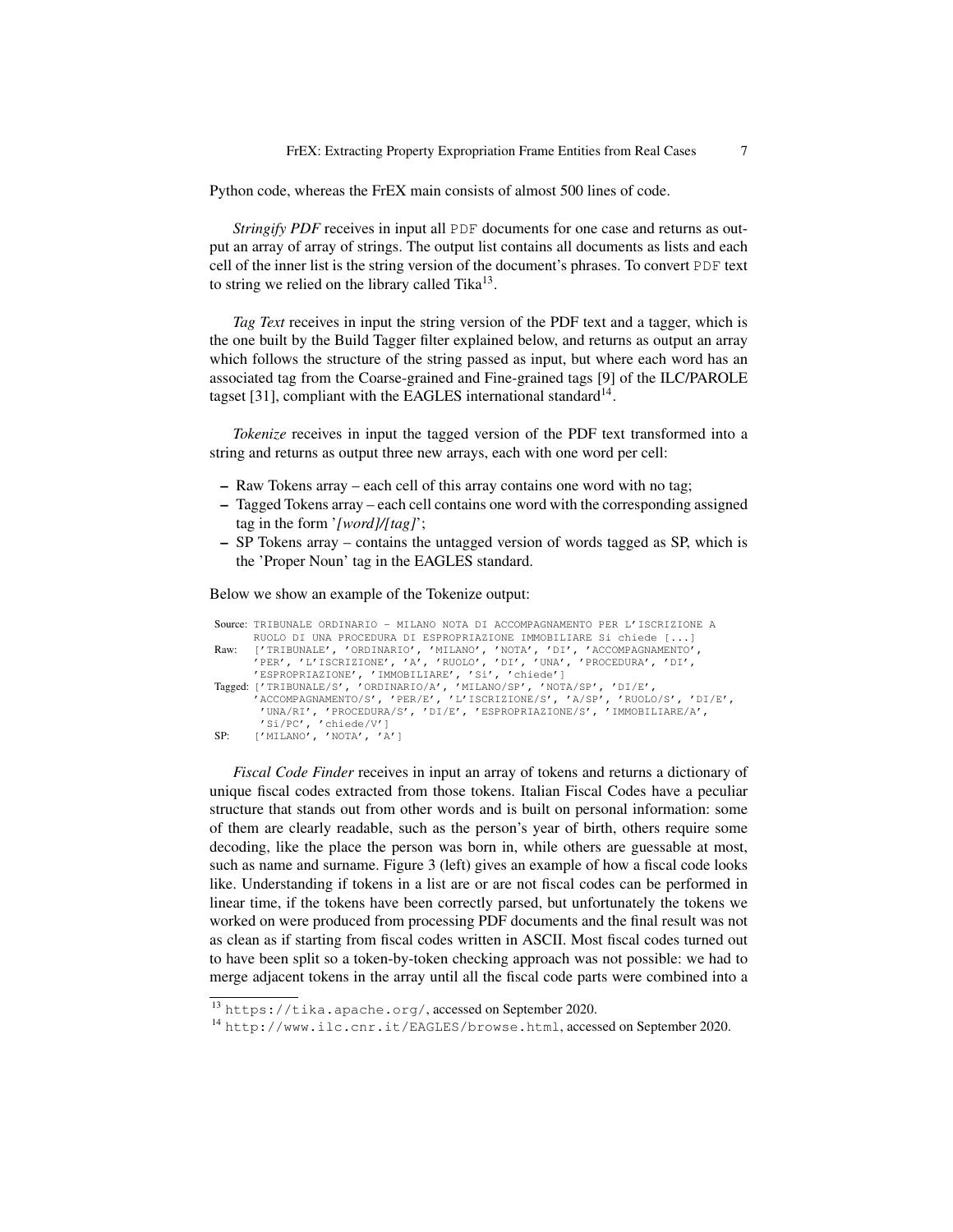Python code, whereas the FrEX main consists of almost 500 lines of code.

*Stringify PDF* receives in input all PDF documents for one case and returns as output an array of array of strings. The output list contains all documents as lists and each cell of the inner list is the string version of the document's phrases. To convert PDF text to string we relied on the library called Tika[13].

*Tag Text* receives in input the string version of the PDF text and a tagger, which is the one built by the Build Tagger filter explained below, and returns as output an array which follows the structure of the string passed as input, but where each word has an associated tag from the Coarse-grained and Fine-grained tags [9] of the ILC/PAROLE tagset [31], compliant with the EAGLES international standard[14].

*Tokenize* receives in input the tagged version of the PDF text transformed into a string and returns as output three new arrays, each with one word per cell:

- Raw Tokens array – each cell of this array contains one word with no tag;
- Tagged Tokens array – each cell contains one word with the corresponding assigned tag in the form '*[word]/[tag]*';
- SP Tokens array – contains the untagged version of words tagged as SP, which is the 'Proper Noun' tag in the EAGLES standard.

Below we show an example of the Tokenize output:

```
Source: TRIBUNALE ORDINARIO - MILANO NOTA DI ACCOMPAGNAMENTO PER L'ISCRIZIONE A
        RUOLO DI UNA PROCEDURA DI ESPROPRIAZIONE IMMOBILIARE Si chiede [...]
Raw:    ['TRIBUNALE', 'ORDINARIO', 'MILANO', 'NOTA', 'DI', 'ACCOMPAGNAMENTO',
        'PER', 'L'ISCRIZIONE', 'A', 'RUOLO', 'DI', 'UNA', 'PROCEDURA', 'DI',
        'ESPROPRIAZIONE', 'IMMOBILIARE', 'Si', 'chiede']
Tagged: ['TRIBUNALE/S', 'ORDINARIO/A', 'MILANO/SP', 'NOTA/SP', 'DI/E',
        'ACCOMPAGNAMENTO/S', 'PER/E', 'L'ISCRIZIONE/S', 'A/SP', 'RUOLO/S', 'DI/E',
         'UNA/RI', 'PROCEDURA/S', 'DI/E', 'ESPROPRIAZIONE/S', 'IMMOBILIARE/A',
         'Si/PC', 'chiede/V']
SP:     ['MILANO', 'NOTA', 'A']
```

*Fiscal Code Finder* receives in input an array of tokens and returns a dictionary of unique fiscal codes extracted from those tokens. Italian Fiscal Codes have a peculiar structure that stands out from other words and is built on personal information: some of them are clearly readable, such as the person's year of birth, others require some decoding, like the place the person was born in, while others are guessable at most, such as name and surname. Figure 3 (left) gives an example of how a fiscal code looks like. Understanding if tokens in a list are or are not fiscal codes can be performed in linear time, if the tokens have been correctly parsed, but unfortunately the tokens we worked on were produced from processing PDF documents and the final result was not as clean as if starting from fiscal codes written in ASCII. Most fiscal codes turned out to have been split so a token-by-token checking approach was not possible: we had to merge adjacent tokens in the array until all the fiscal code parts were combined into a

[13] https://tika.apache.org/, accessed on September 2020.

[14] http://www.ilc.cnr.it/EAGLES/browse.html, accessed on September 2020.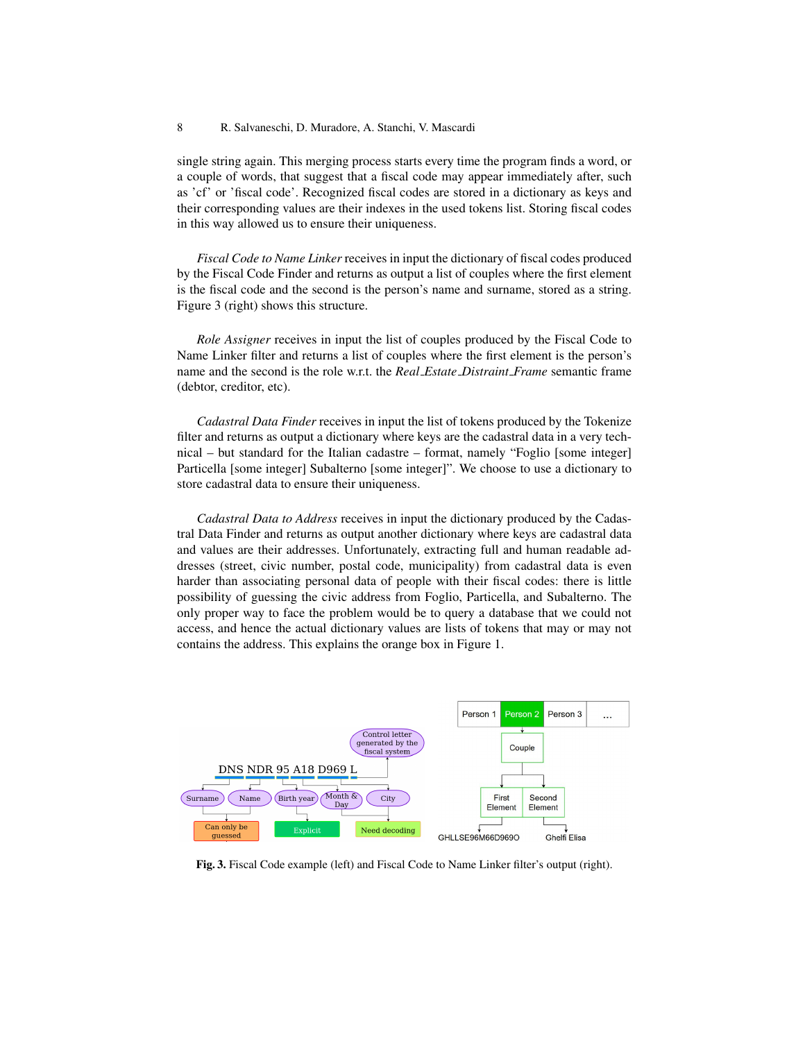single string again. This merging process starts every time the program finds a word, or a couple of words, that suggest that a fiscal code may appear immediately after, such as 'cf' or 'fiscal code'. Recognized fiscal codes are stored in a dictionary as keys and their corresponding values are their indexes in the used tokens list. Storing fiscal codes in this way allowed us to ensure their uniqueness.

*Fiscal Code to Name Linker* receives in input the dictionary of fiscal codes produced by the Fiscal Code Finder and returns as output a list of couples where the first element is the fiscal code and the second is the person's name and surname, stored as a string. Figure 3 (right) shows this structure.

*Role Assigner* receives in input the list of couples produced by the Fiscal Code to Name Linker filter and returns a list of couples where the first element is the person's name and the second is the role w.r.t. the *Real_Estate_Distraint_Frame* semantic frame (debtor, creditor, etc).

*Cadastral Data Finder* receives in input the list of tokens produced by the Tokenize filter and returns as output a dictionary where keys are the cadastral data in a very technical – but standard for the Italian cadastre – format, namely "Foglio [some integer] Particella [some integer] Subalterno [some integer]". We choose to use a dictionary to store cadastral data to ensure their uniqueness.

*Cadastral Data to Address* receives in input the dictionary produced by the Cadastral Data Finder and returns as output another dictionary where keys are cadastral data and values are their addresses. Unfortunately, extracting full and human readable addresses (street, civic number, postal code, municipality) from cadastral data is even harder than associating personal data of people with their fiscal codes: there is little possibility of guessing the civic address from Foglio, Particella, and Subalterno. The only proper way to face the problem would be to query a database that we could not access, and hence the actual dictionary values are lists of tokens that may or may not contains the address. This explains the orange box in Figure 1.

**Fig. 3.** Fiscal Code example (left) and Fiscal Code to Name Linker filter's output (right).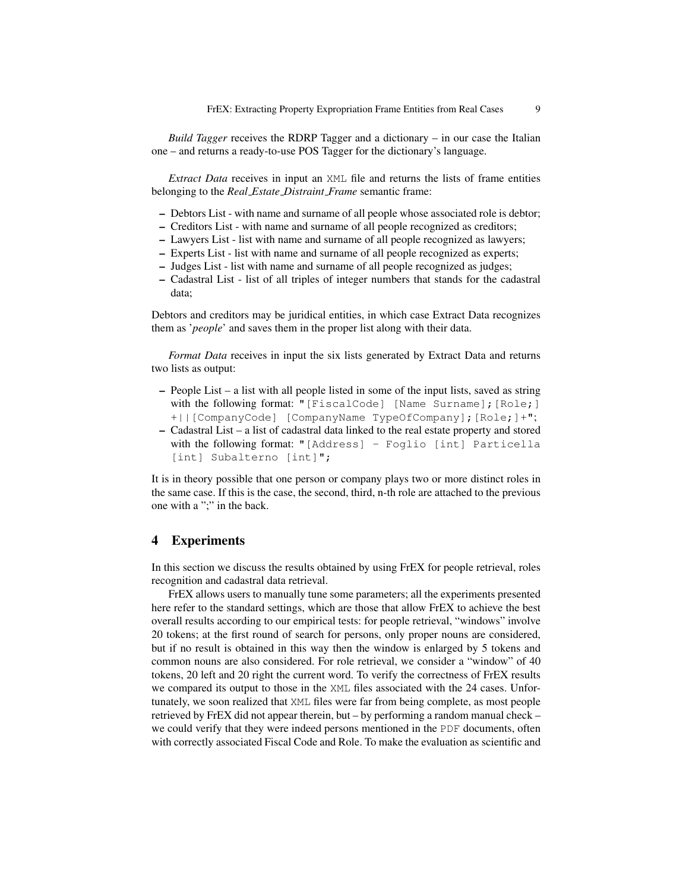*Build Tagger* receives the RDRP Tagger and a dictionary – in our case the Italian one – and returns a ready-to-use POS Tagger for the dictionary's language.

*Extract Data* receives in input an `XML` file and returns the lists of frame entities belonging to the *Real_Estate_Distraint_Frame* semantic frame:

- Debtors List - with name and surname of all people whose associated role is debtor;
- Creditors List - with name and surname of all people recognized as creditors;
- Lawyers List - list with name and surname of all people recognized as lawyers;
- Experts List - list with name and surname of all people recognized as experts;
- Judges List - list with name and surname of all people recognized as judges;
- Cadastral List - list of all triples of integer numbers that stands for the cadastral data;

Debtors and creditors may be juridical entities, in which case Extract Data recognizes them as '*people*' and saves them in the proper list along with their data.

*Format Data* receives in input the six lists generated by Extract Data and returns two lists as output:

- People List – a list with all people listed in some of the input lists, saved as string with the following format: `"[FiscalCode] [Name Surname];[Role;]+||[CompanyCode] [CompanyName TypeOfCompany];[Role;]+"`;
- Cadastral List – a list of cadastral data linked to the real estate property and stored with the following format: `"[Address] - Foglio [int] Particella [int] Subalterno [int]"`;

It is in theory possible that one person or company plays two or more distinct roles in the same case. If this is the case, the second, third, n-th role are attached to the previous one with a ";" in the back.

## 4 Experiments

In this section we discuss the results obtained by using FrEX for people retrieval, roles recognition and cadastral data retrieval.

FrEX allows users to manually tune some parameters; all the experiments presented here refer to the standard settings, which are those that allow FrEX to achieve the best overall results according to our empirical tests: for people retrieval, "windows" involve 20 tokens; at the first round of search for persons, only proper nouns are considered, but if no result is obtained in this way then the window is enlarged by 5 tokens and common nouns are also considered. For role retrieval, we consider a "window" of 40 tokens, 20 left and 20 right the current word. To verify the correctness of FrEX results we compared its output to those in the `XML` files associated with the 24 cases. Unfortunately, we soon realized that `XML` files were far from being complete, as most people retrieved by FrEX did not appear therein, but – by performing a random manual check – we could verify that they were indeed persons mentioned in the `PDF` documents, often with correctly associated Fiscal Code and Role. To make the evaluation as scientific and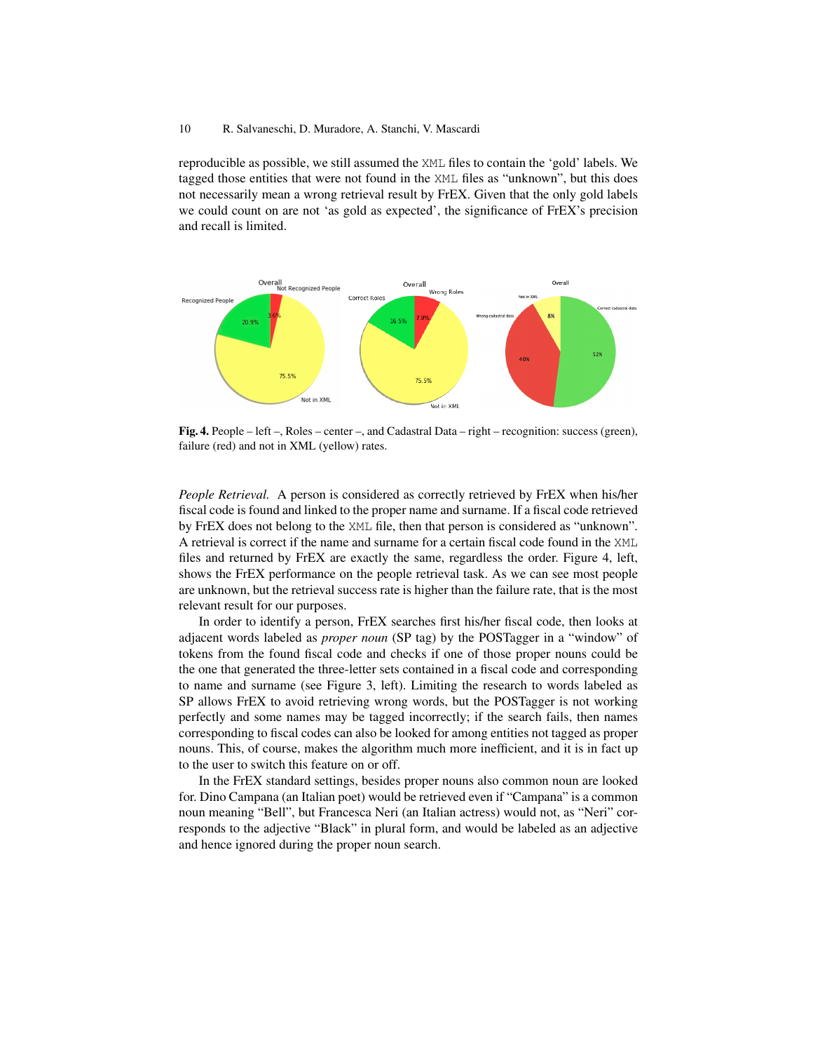reproducible as possible, we still assumed the XML files to contain the 'gold' labels. We tagged those entities that were not found in the XML files as "unknown", but this does not necessarily mean a wrong retrieval result by FrEX. Given that the only gold labels we could count on are not 'as gold as expected', the significance of FrEX's precision and recall is limited.

**Fig. 4.** People – left –, Roles – center –, and Cadastral Data – right – recognition: success (green), failure (red) and not in XML (yellow) rates.

*People Retrieval.* A person is considered as correctly retrieved by FrEX when his/her fiscal code is found and linked to the proper name and surname. If a fiscal code retrieved by FrEX does not belong to the XML file, then that person is considered as "unknown". A retrieval is correct if the name and surname for a certain fiscal code found in the XML files and returned by FrEX are exactly the same, regardless the order. Figure 4, left, shows the FrEX performance on the people retrieval task. As we can see most people are unknown, but the retrieval success rate is higher than the failure rate, that is the most relevant result for our purposes.

In order to identify a person, FrEX searches first his/her fiscal code, then looks at adjacent words labeled as *proper noun* (SP tag) by the POSTagger in a "window" of tokens from the found fiscal code and checks if one of those proper nouns could be the one that generated the three-letter sets contained in a fiscal code and corresponding to name and surname (see Figure 3, left). Limiting the research to words labeled as SP allows FrEX to avoid retrieving wrong words, but the POSTagger is not working perfectly and some names may be tagged incorrectly; if the search fails, then names corresponding to fiscal codes can also be looked for among entities not tagged as proper nouns. This, of course, makes the algorithm much more inefficient, and it is in fact up to the user to switch this feature on or off.

In the FrEX standard settings, besides proper nouns also common noun are looked for. Dino Campana (an Italian poet) would be retrieved even if "Campana" is a common noun meaning "Bell", but Francesca Neri (an Italian actress) would not, as "Neri" corresponds to the adjective "Black" in plural form, and would be labeled as an adjective and hence ignored during the proper noun search.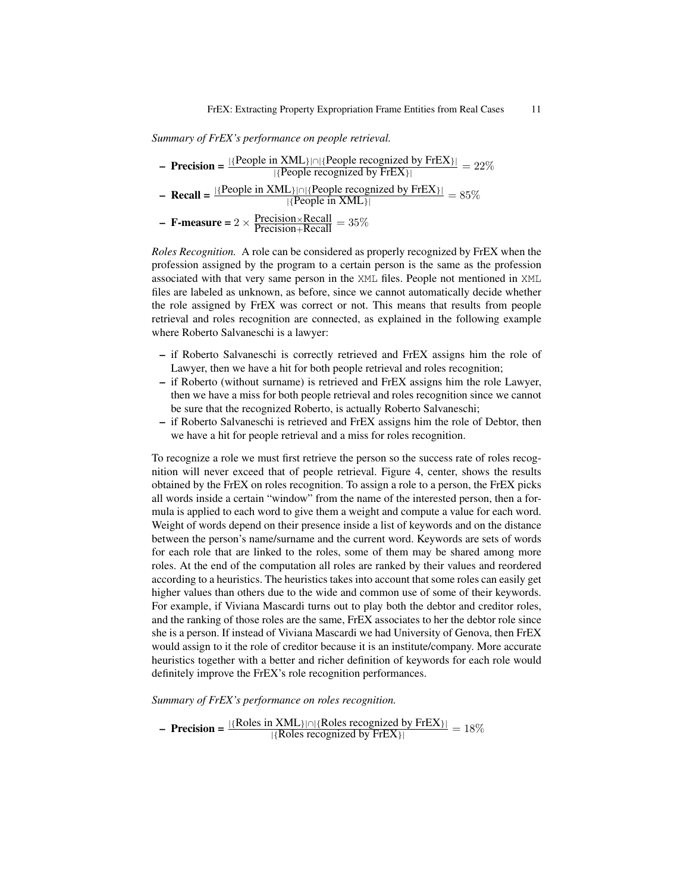*Summary of FrEX's performance on people retrieval.*

- **Precision =** $\frac{|\{\text{People in XML}\}| \cap |\{\text{People recognized by FrEX}\}|}{|\{\text{People recognized by FrEX}\}|} = 22\%$
- **Recall =** $\frac{|\{\text{People in XML}\}| \cap |\{\text{People recognized by FrEX}\}|}{|\{\text{People in XML}\}|} = 85\%$
- **F-measure =** $2 \times \frac{\text{Precision} \times \text{Recall}}{\text{Precision} + \text{Recall}} = 35\%$

*Roles Recognition.* A role can be considered as properly recognized by FrEX when the profession assigned by the program to a certain person is the same as the profession associated with that very same person in the XML files. People not mentioned in XML files are labeled as unknown, as before, since we cannot automatically decide whether the role assigned by FrEX was correct or not. This means that results from people retrieval and roles recognition are connected, as explained in the following example where Roberto Salvaneschi is a lawyer:

- if Roberto Salvaneschi is correctly retrieved and FrEX assigns him the role of Lawyer, then we have a hit for both people retrieval and roles recognition;
- if Roberto (without surname) is retrieved and FrEX assigns him the role Lawyer, then we have a miss for both people retrieval and roles recognition since we cannot be sure that the recognized Roberto, is actually Roberto Salvaneschi;
- if Roberto Salvaneschi is retrieved and FrEX assigns him the role of Debtor, then we have a hit for people retrieval and a miss for roles recognition.

To recognize a role we must first retrieve the person so the success rate of roles recognition will never exceed that of people retrieval. Figure 4, center, shows the results obtained by the FrEX on roles recognition. To assign a role to a person, the FrEX picks all words inside a certain "window" from the name of the interested person, then a formula is applied to each word to give them a weight and compute a value for each word. Weight of words depend on their presence inside a list of keywords and on the distance between the person's name/surname and the current word. Keywords are sets of words for each role that are linked to the roles, some of them may be shared among more roles. At the end of the computation all roles are ranked by their values and reordered according to a heuristics. The heuristics takes into account that some roles can easily get higher values than others due to the wide and common use of some of their keywords. For example, if Viviana Mascardi turns out to play both the debtor and creditor roles, and the ranking of those roles are the same, FrEX associates to her the debtor role since she is a person. If instead of Viviana Mascardi we had University of Genova, then FrEX would assign to it the role of creditor because it is an institute/company. More accurate heuristics together with a better and richer definition of keywords for each role would definitely improve the FrEX's role recognition performances.

*Summary of FrEX's performance on roles recognition.*

- **Precision =** $\frac{|\{\text{Roles in XML}\}| \cap |\{\text{Roles recognized by FrEX}\}|}{|\{\text{Roles recognized by FrEX}\}|} = 18\%$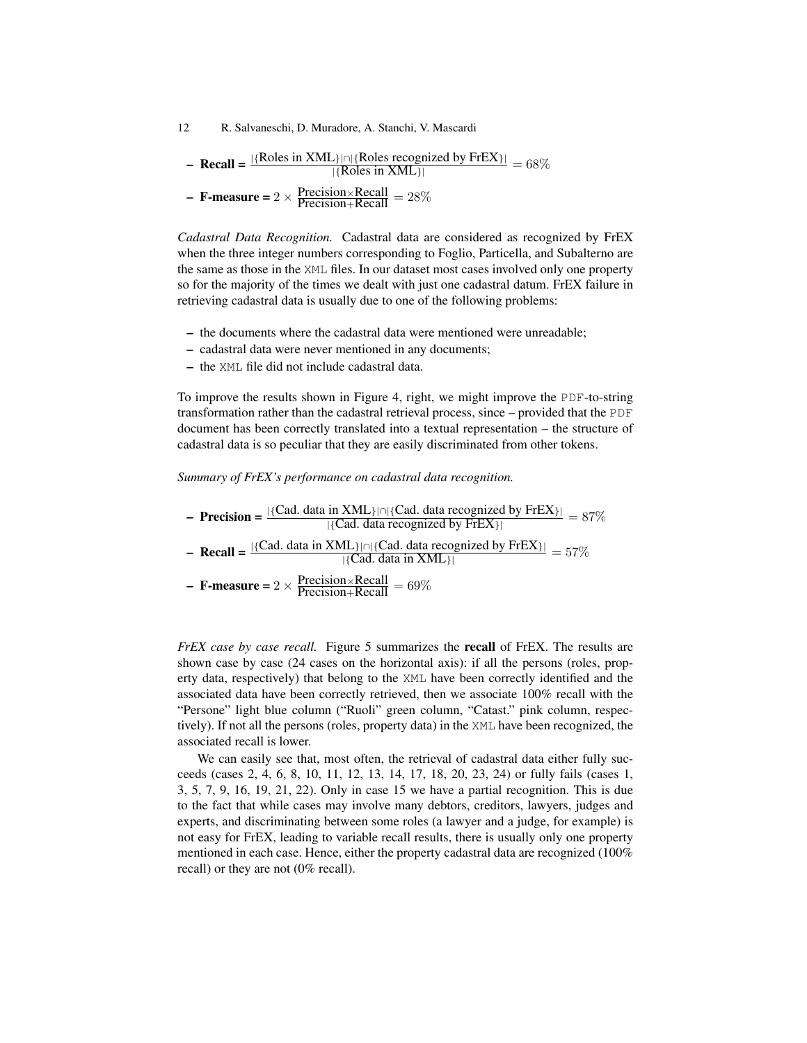- **Recall =** $\frac{|\{\text{Roles in XML}\}| \cap |\{\text{Roles recognized by FrEX}\}|}{|\{\text{Roles in XML}\}|} = 68\%$
- **F-measure =** $2 \times \frac{\text{Precision} \times \text{Recall}}{\text{Precision} + \text{Recall}} = 28\%$

*Cadastral Data Recognition.* Cadastral data are considered as recognized by FrEX when the three integer numbers corresponding to Foglio, Particella, and Subalterno are the same as those in the XML files. In our dataset most cases involved only one property so for the majority of the times we dealt with just one cadastral datum. FrEX failure in retrieving cadastral data is usually due to one of the following problems:

- the documents where the cadastral data were mentioned were unreadable;
- cadastral data were never mentioned in any documents;
- the XML file did not include cadastral data.

To improve the results shown in Figure 4, right, we might improve the PDF-to-string transformation rather than the cadastral retrieval process, since – provided that the PDF document has been correctly translated into a textual representation – the structure of cadastral data is so peculiar that they are easily discriminated from other tokens.

*Summary of FrEX's performance on cadastral data recognition.*

- **Precision =** $\frac{|\{\text{Cad. data in XML}\}| \cap |\{\text{Cad. data recognized by FrEX}\}|}{|\{\text{Cad. data recognized by FrEX}\}|} = 87\%$
- **Recall =** $\frac{|\{\text{Cad. data in XML}\}| \cap |\{\text{Cad. data recognized by FrEX}\}|}{|\{\text{Cad. data in XML}\}|} = 57\%$
- **F-measure =** $2 \times \frac{\text{Precision} \times \text{Recall}}{\text{Precision} + \text{Recall}} = 69\%$

*FrEX case by case recall.* Figure 5 summarizes the **recall** of FrEX. The results are shown case by case (24 cases on the horizontal axis): if all the persons (roles, property data, respectively) that belong to the XML have been correctly identified and the associated data have been correctly retrieved, then we associate 100% recall with the "Persone" light blue column ("Ruoli" green column, "Catast." pink column, respectively). If not all the persons (roles, property data) in the XML have been recognized, the associated recall is lower.

We can easily see that, most often, the retrieval of cadastral data either fully succeeds (cases 2, 4, 6, 8, 10, 11, 12, 13, 14, 17, 18, 20, 23, 24) or fully fails (cases 1, 3, 5, 7, 9, 16, 19, 21, 22). Only in case 15 we have a partial recognition. This is due to the fact that while cases may involve many debtors, creditors, lawyers, judges and experts, and discriminating between some roles (a lawyer and a judge, for example) is not easy for FrEX, leading to variable recall results, there is usually only one property mentioned in each case. Hence, either the property cadastral data are recognized (100% recall) or they are not (0% recall).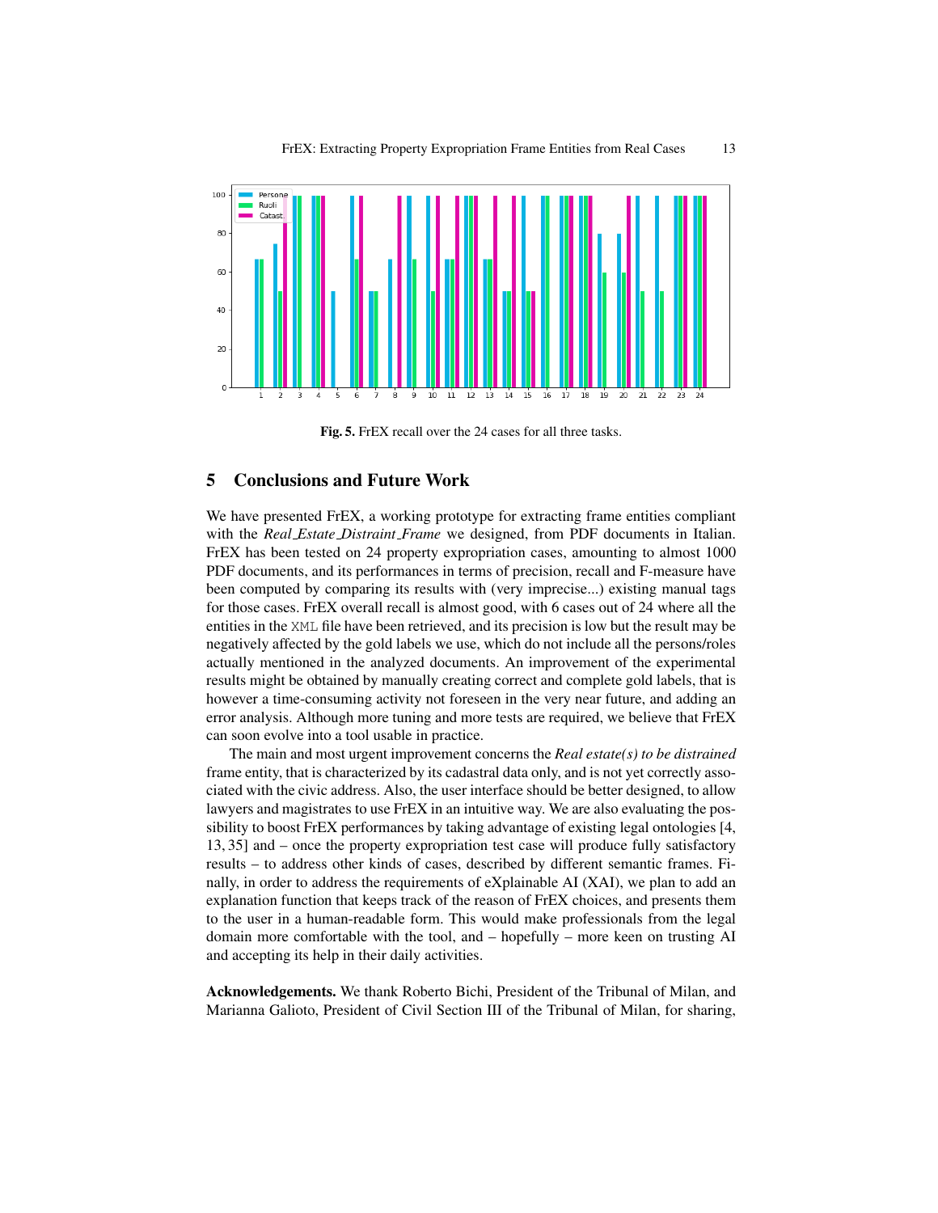Fig. 5. FrEX recall over the 24 cases for all three tasks.

## 5 Conclusions and Future Work

We have presented FrEX, a working prototype for extracting frame entities compliant with the *Real_Estate_Distraint_Frame* we designed, from PDF documents in Italian. FrEX has been tested on 24 property expropriation cases, amounting to almost 1000 PDF documents, and its performances in terms of precision, recall and F-measure have been computed by comparing its results with (very imprecise...) existing manual tags for those cases. FrEX overall recall is almost good, with 6 cases out of 24 where all the entities in the `XML` file have been retrieved, and its precision is low but the result may be negatively affected by the gold labels we use, which do not include all the persons/roles actually mentioned in the analyzed documents. An improvement of the experimental results might be obtained by manually creating correct and complete gold labels, that is however a time-consuming activity not foreseen in the very near future, and adding an error analysis. Although more tuning and more tests are required, we believe that FrEX can soon evolve into a tool usable in practice.

The main and most urgent improvement concerns the *Real estate(s) to be distrained* frame entity, that is characterized by its cadastral data only, and is not yet correctly associated with the civic address. Also, the user interface should be better designed, to allow lawyers and magistrates to use FrEX in an intuitive way. We are also evaluating the possibility to boost FrEX performances by taking advantage of existing legal ontologies [4, 13, 35] and – once the property expropriation test case will produce fully satisfactory results – to address other kinds of cases, described by different semantic frames. Finally, in order to address the requirements of eXplainable AI (XAI), we plan to add an explanation function that keeps track of the reason of FrEX choices, and presents them to the user in a human-readable form. This would make professionals from the legal domain more comfortable with the tool, and – hopefully – more keen on trusting AI and accepting its help in their daily activities.

**Acknowledgements.** We thank Roberto Bichi, President of the Tribunal of Milan, and Marianna Galioto, President of Civil Section III of the Tribunal of Milan, for sharing,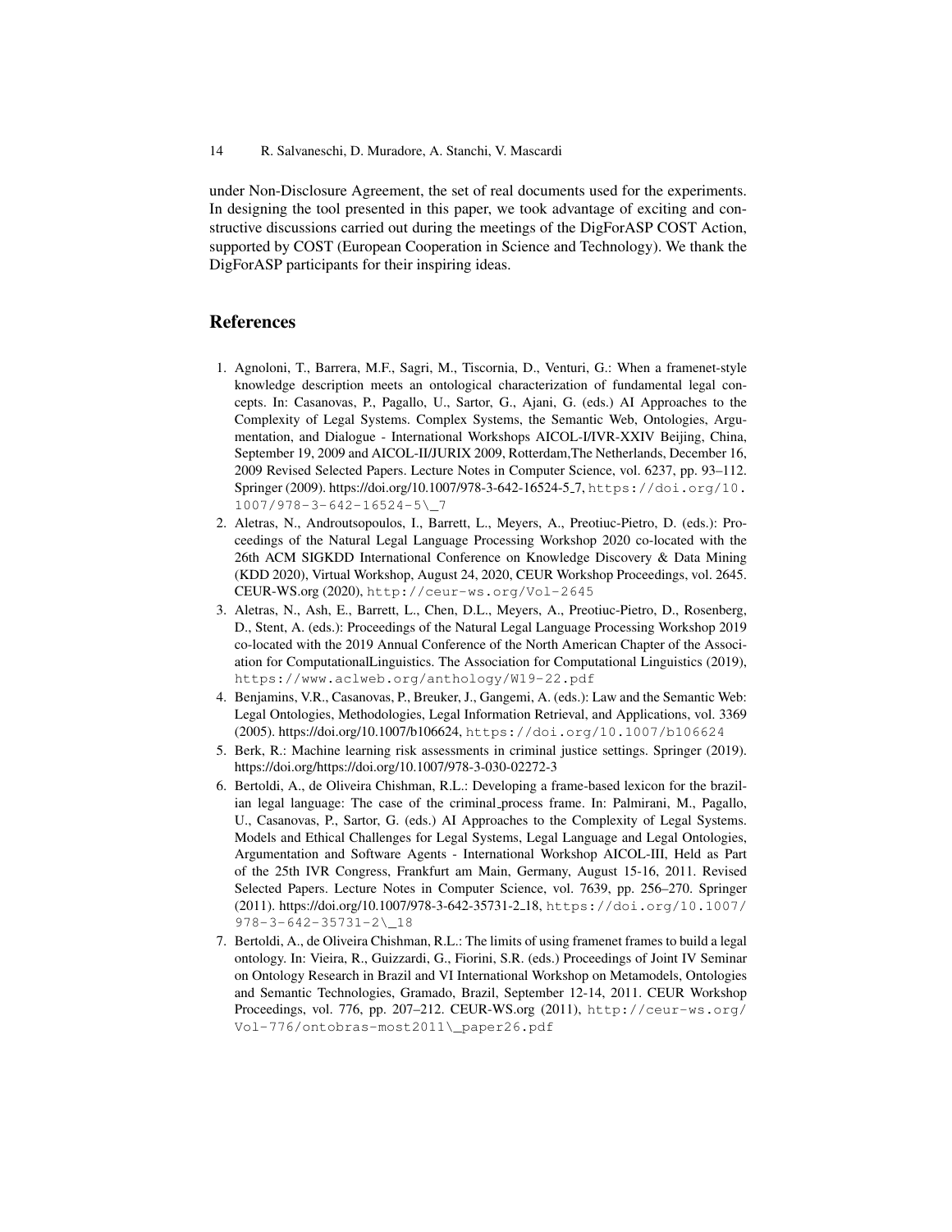under Non-Disclosure Agreement, the set of real documents used for the experiments. In designing the tool presented in this paper, we took advantage of exciting and constructive discussions carried out during the meetings of the DigForASP COST Action, supported by COST (European Cooperation in Science and Technology). We thank the DigForASP participants for their inspiring ideas.

## References

1. Agnoloni, T., Barrera, M.F., Sagri, M., Tiscornia, D., Venturi, G.: When a framenet-style knowledge description meets an ontological characterization of fundamental legal concepts. In: Casanovas, P., Pagallo, U., Sartor, G., Ajani, G. (eds.) AI Approaches to the Complexity of Legal Systems. Complex Systems, the Semantic Web, Ontologies, Argumentation, and Dialogue - International Workshops AICOL-I/IVR-XXIV Beijing, China, September 19, 2009 and AICOL-II/JURIX 2009, Rotterdam,The Netherlands, December 16, 2009 Revised Selected Papers. Lecture Notes in Computer Science, vol. 6237, pp. 93–112. Springer (2009). https://doi.org/10.1007/978-3-642-16524-5_7, https://doi.org/10.1007/978-3-642-16524-5\_7
2. Aletras, N., Androutsopoulos, I., Barrett, L., Meyers, A., Preotiuc-Pietro, D. (eds.): Proceedings of the Natural Legal Language Processing Workshop 2020 co-located with the 26th ACM SIGKDD International Conference on Knowledge Discovery & Data Mining (KDD 2020), Virtual Workshop, August 24, 2020, CEUR Workshop Proceedings, vol. 2645. CEUR-WS.org (2020), http://ceur-ws.org/Vol-2645
3. Aletras, N., Ash, E., Barrett, L., Chen, D.L., Meyers, A., Preotiuc-Pietro, D., Rosenberg, D., Stent, A. (eds.): Proceedings of the Natural Legal Language Processing Workshop 2019 co-located with the 2019 Annual Conference of the North American Chapter of the Association for ComputationalLinguistics. The Association for Computational Linguistics (2019), https://www.aclweb.org/anthology/W19-22.pdf
4. Benjamins, V.R., Casanovas, P., Breuker, J., Gangemi, A. (eds.): Law and the Semantic Web: Legal Ontologies, Methodologies, Legal Information Retrieval, and Applications, vol. 3369 (2005). https://doi.org/10.1007/b106624, https://doi.org/10.1007/b106624
5. Berk, R.: Machine learning risk assessments in criminal justice settings. Springer (2019). https://doi.org/https://doi.org/10.1007/978-3-030-02272-3
6. Bertoldi, A., de Oliveira Chishman, R.L.: Developing a frame-based lexicon for the brazilian legal language: The case of the criminal_process frame. In: Palmirani, M., Pagallo, U., Casanovas, P., Sartor, G. (eds.) AI Approaches to the Complexity of Legal Systems. Models and Ethical Challenges for Legal Systems, Legal Language and Legal Ontologies, Argumentation and Software Agents - International Workshop AICOL-III, Held as Part of the 25th IVR Congress, Frankfurt am Main, Germany, August 15-16, 2011. Revised Selected Papers. Lecture Notes in Computer Science, vol. 7639, pp. 256–270. Springer (2011). https://doi.org/10.1007/978-3-642-35731-2_18, https://doi.org/10.1007/978-3-642-35731-2\_18
7. Bertoldi, A., de Oliveira Chishman, R.L.: The limits of using framenet frames to build a legal ontology. In: Vieira, R., Guizzardi, G., Fiorini, S.R. (eds.) Proceedings of Joint IV Seminar on Ontology Research in Brazil and VI International Workshop on Metamodels, Ontologies and Semantic Technologies, Gramado, Brazil, September 12-14, 2011. CEUR Workshop Proceedings, vol. 776, pp. 207–212. CEUR-WS.org (2011), http://ceur-ws.org/Vol-776/ontobras-most2011\_paper26.pdf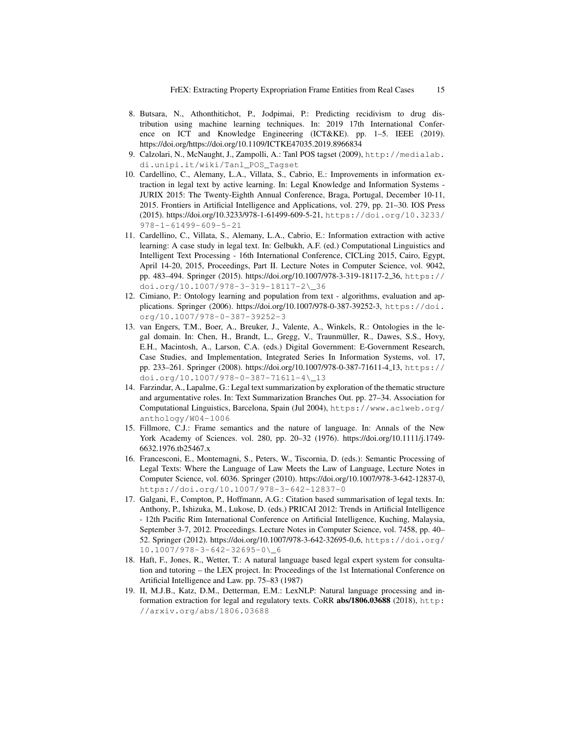8. Butsara, N., Athonthitichot, P., Jodpimai, P.: Predicting recidivism to drug distribution using machine learning techniques. In: 2019 17th International Conference on ICT and Knowledge Engineering (ICT&KE). pp. 1–5. IEEE (2019). https://doi.org/https://doi.org/10.1109/ICTKE47035.2019.8966834
9. Calzolari, N., McNaught, J., Zampolli, A.: Tanl POS tagset (2009), http://medialab.di.unipi.it/wiki/Tanl_POS_Tagset
10. Cardellino, C., Alemany, L.A., Villata, S., Cabrio, E.: Improvements in information extraction in legal text by active learning. In: Legal Knowledge and Information Systems - JURIX 2015: The Twenty-Eighth Annual Conference, Braga, Portugal, December 10-11, 2015. Frontiers in Artificial Intelligence and Applications, vol. 279, pp. 21–30. IOS Press (2015). https://doi.org/10.3233/978-1-61499-609-5-21, https://doi.org/10.3233/978-1-61499-609-5-21
11. Cardellino, C., Villata, S., Alemany, L.A., Cabrio, E.: Information extraction with active learning: A case study in legal text. In: Gelbukh, A.F. (ed.) Computational Linguistics and Intelligent Text Processing - 16th International Conference, CICLing 2015, Cairo, Egypt, April 14-20, 2015, Proceedings, Part II. Lecture Notes in Computer Science, vol. 9042, pp. 483–494. Springer (2015). https://doi.org/10.1007/978-3-319-18117-2_36, https://doi.org/10.1007/978-3-319-18117-2\_36
12. Cimiano, P.: Ontology learning and population from text - algorithms, evaluation and applications. Springer (2006). https://doi.org/10.1007/978-0-387-39252-3, https://doi.org/10.1007/978-0-387-39252-3
13. van Engers, T.M., Boer, A., Breuker, J., Valente, A., Winkels, R.: Ontologies in the legal domain. In: Chen, H., Brandt, L., Gregg, V., Traunmüller, R., Dawes, S.S., Hovy, E.H., Macintosh, A., Larson, C.A. (eds.) Digital Government: E-Government Research, Case Studies, and Implementation, Integrated Series In Information Systems, vol. 17, pp. 233–261. Springer (2008). https://doi.org/10.1007/978-0-387-71611-4_13, https://doi.org/10.1007/978-0-387-71611-4\_13
14. Farzindar, A., Lapalme, G.: Legal text summarization by exploration of the thematic structure and argumentative roles. In: Text Summarization Branches Out. pp. 27–34. Association for Computational Linguistics, Barcelona, Spain (Jul 2004), https://www.aclweb.org/anthology/W04-1006
15. Fillmore, C.J.: Frame semantics and the nature of language. In: Annals of the New York Academy of Sciences. vol. 280, pp. 20–32 (1976). https://doi.org/10.1111/j.1749-6632.1976.tb25467.x
16. Francesconi, E., Montemagni, S., Peters, W., Tiscornia, D. (eds.): Semantic Processing of Legal Texts: Where the Language of Law Meets the Law of Language, Lecture Notes in Computer Science, vol. 6036. Springer (2010). https://doi.org/10.1007/978-3-642-12837-0, https://doi.org/10.1007/978-3-642-12837-0
17. Galgani, F., Compton, P., Hoffmann, A.G.: Citation based summarisation of legal texts. In: Anthony, P., Ishizuka, M., Lukose, D. (eds.) PRICAI 2012: Trends in Artificial Intelligence - 12th Pacific Rim International Conference on Artificial Intelligence, Kuching, Malaysia, September 3-7, 2012. Proceedings. Lecture Notes in Computer Science, vol. 7458, pp. 40–52. Springer (2012). https://doi.org/10.1007/978-3-642-32695-0_6, https://doi.org/10.1007/978-3-642-32695-0\_6
18. Haft, F., Jones, R., Wetter, T.: A natural language based legal expert system for consultation and tutoring – the LEX project. In: Proceedings of the 1st International Conference on Artificial Intelligence and Law. pp. 75–83 (1987)
19. II, M.J.B., Katz, D.M., Detterman, E.M.: LexNLP: Natural language processing and information extraction for legal and regulatory texts. CoRR **abs/1806.03688** (2018), http://arxiv.org/abs/1806.03688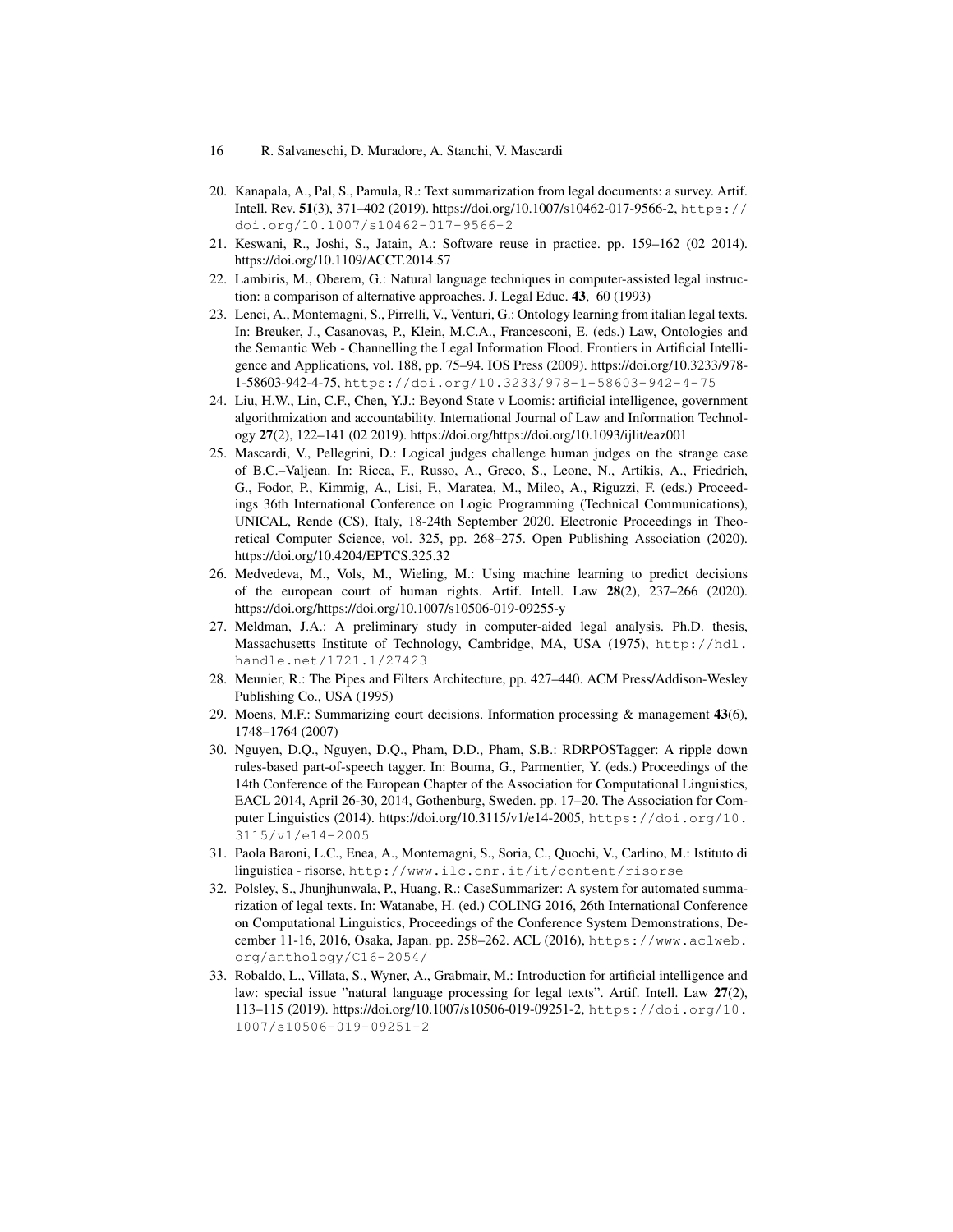20. Kanapala, A., Pal, S., Pamula, R.: Text summarization from legal documents: a survey. Artif. Intell. Rev. **51**(3), 371–402 (2019). https://doi.org/10.1007/s10462-017-9566-2, https://doi.org/10.1007/s10462-017-9566-2
21. Keswani, R., Joshi, S., Jatain, A.: Software reuse in practice. pp. 159–162 (02 2014). https://doi.org/10.1109/ACCT.2014.57
22. Lambiris, M., Oberem, G.: Natural language techniques in computer-assisted legal instruction: a comparison of alternative approaches. J. Legal Educ. **43**, 60 (1993)
23. Lenci, A., Montemagni, S., Pirrelli, V., Venturi, G.: Ontology learning from italian legal texts. In: Breuker, J., Casanovas, P., Klein, M.C.A., Francesconi, E. (eds.) Law, Ontologies and the Semantic Web - Channelling the Legal Information Flood. Frontiers in Artificial Intelligence and Applications, vol. 188, pp. 75–94. IOS Press (2009). https://doi.org/10.3233/978-1-58603-942-4-75, https://doi.org/10.3233/978-1-58603-942-4-75
24. Liu, H.W., Lin, C.F., Chen, Y.J.: Beyond State v Loomis: artificial intelligence, government algorithmization and accountability. International Journal of Law and Information Technology **27**(2), 122–141 (02 2019). https://doi.org/https://doi.org/10.1093/ijlit/eaz001
25. Mascardi, V., Pellegrini, D.: Logical judges challenge human judges on the strange case of B.C.–Valjean. In: Ricca, F., Russo, A., Greco, S., Leone, N., Artikis, A., Friedrich, G., Fodor, P., Kimmig, A., Lisi, F., Maratea, M., Mileo, A., Riguzzi, F. (eds.) Proceedings 36th International Conference on Logic Programming (Technical Communications), UNICAL, Rende (CS), Italy, 18-24th September 2020. Electronic Proceedings in Theoretical Computer Science, vol. 325, pp. 268–275. Open Publishing Association (2020). https://doi.org/10.4204/EPTCS.325.32
26. Medvedeva, M., Vols, M., Wieling, M.: Using machine learning to predict decisions of the european court of human rights. Artif. Intell. Law **28**(2), 237–266 (2020). https://doi.org/https://doi.org/10.1007/s10506-019-09255-y
27. Meldman, J.A.: A preliminary study in computer-aided legal analysis. Ph.D. thesis, Massachusetts Institute of Technology, Cambridge, MA, USA (1975), http://hdl.handle.net/1721.1/27423
28. Meunier, R.: The Pipes and Filters Architecture, pp. 427–440. ACM Press/Addison-Wesley Publishing Co., USA (1995)
29. Moens, M.F.: Summarizing court decisions. Information processing & management **43**(6), 1748–1764 (2007)
30. Nguyen, D.Q., Nguyen, D.Q., Pham, D.D., Pham, S.B.: RDRPOSTagger: A ripple down rules-based part-of-speech tagger. In: Bouma, G., Parmentier, Y. (eds.) Proceedings of the 14th Conference of the European Chapter of the Association for Computational Linguistics, EACL 2014, April 26-30, 2014, Gothenburg, Sweden. pp. 17–20. The Association for Computer Linguistics (2014). https://doi.org/10.3115/v1/e14-2005, https://doi.org/10.3115/v1/e14-2005
31. Paola Baroni, L.C., Enea, A., Montemagni, S., Soria, C., Quochi, V., Carlino, M.: Istituto di linguistica - risorse, http://www.ilc.cnr.it/it/content/risorse
32. Polsley, S., Jhunjhunwala, P., Huang, R.: CaseSummarizer: A system for automated summarization of legal texts. In: Watanabe, H. (ed.) COLING 2016, 26th International Conference on Computational Linguistics, Proceedings of the Conference System Demonstrations, December 11-16, 2016, Osaka, Japan. pp. 258–262. ACL (2016), https://www.aclweb.org/anthology/C16-2054/
33. Robaldo, L., Villata, S., Wyner, A., Grabmair, M.: Introduction for artificial intelligence and law: special issue "natural language processing for legal texts". Artif. Intell. Law **27**(2), 113–115 (2019). https://doi.org/10.1007/s10506-019-09251-2, https://doi.org/10.1007/s10506-019-09251-2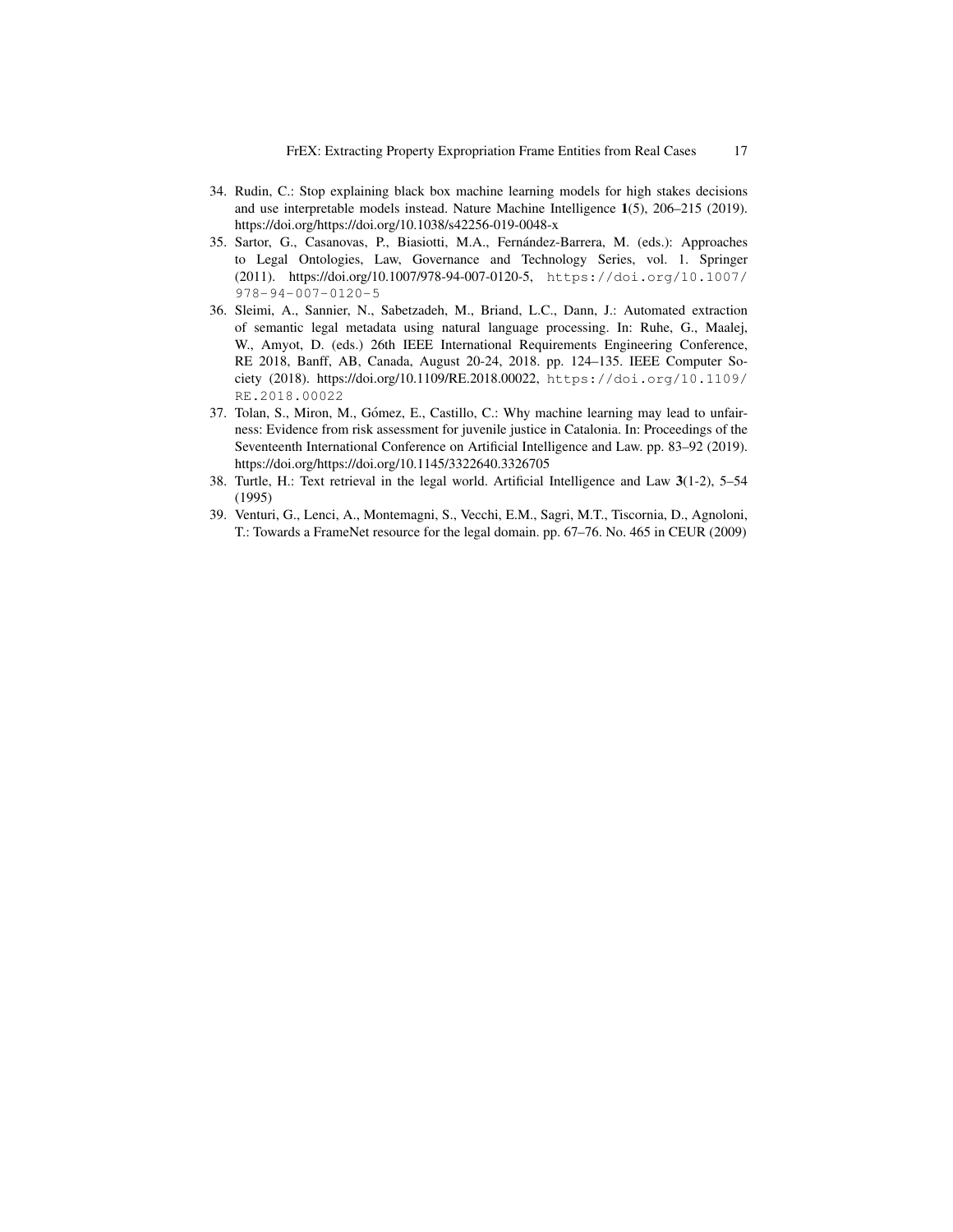34. Rudin, C.: Stop explaining black box machine learning models for high stakes decisions and use interpretable models instead. Nature Machine Intelligence **1**(5), 206–215 (2019). https://doi.org/https://doi.org/10.1038/s42256-019-0048-x
35. Sartor, G., Casanovas, P., Biasiotti, M.A., Fernández-Barrera, M. (eds.): Approaches to Legal Ontologies, Law, Governance and Technology Series, vol. 1. Springer (2011). https://doi.org/10.1007/978-94-007-0120-5, `https://doi.org/10.1007/978-94-007-0120-5`
36. Sleimi, A., Sannier, N., Sabetzadeh, M., Briand, L.C., Dann, J.: Automated extraction of semantic legal metadata using natural language processing. In: Ruhe, G., Maalej, W., Amyot, D. (eds.) 26th IEEE International Requirements Engineering Conference, RE 2018, Banff, AB, Canada, August 20-24, 2018. pp. 124–135. IEEE Computer Society (2018). https://doi.org/10.1109/RE.2018.00022, `https://doi.org/10.1109/RE.2018.00022`
37. Tolan, S., Miron, M., Gómez, E., Castillo, C.: Why machine learning may lead to unfairness: Evidence from risk assessment for juvenile justice in Catalonia. In: Proceedings of the Seventeenth International Conference on Artificial Intelligence and Law. pp. 83–92 (2019). https://doi.org/https://doi.org/10.1145/3322640.3326705
38. Turtle, H.: Text retrieval in the legal world. Artificial Intelligence and Law **3**(1-2), 5–54 (1995)
39. Venturi, G., Lenci, A., Montemagni, S., Vecchi, E.M., Sagri, M.T., Tiscornia, D., Agnoloni, T.: Towards a FrameNet resource for the legal domain. pp. 67–76. No. 465 in CEUR (2009)